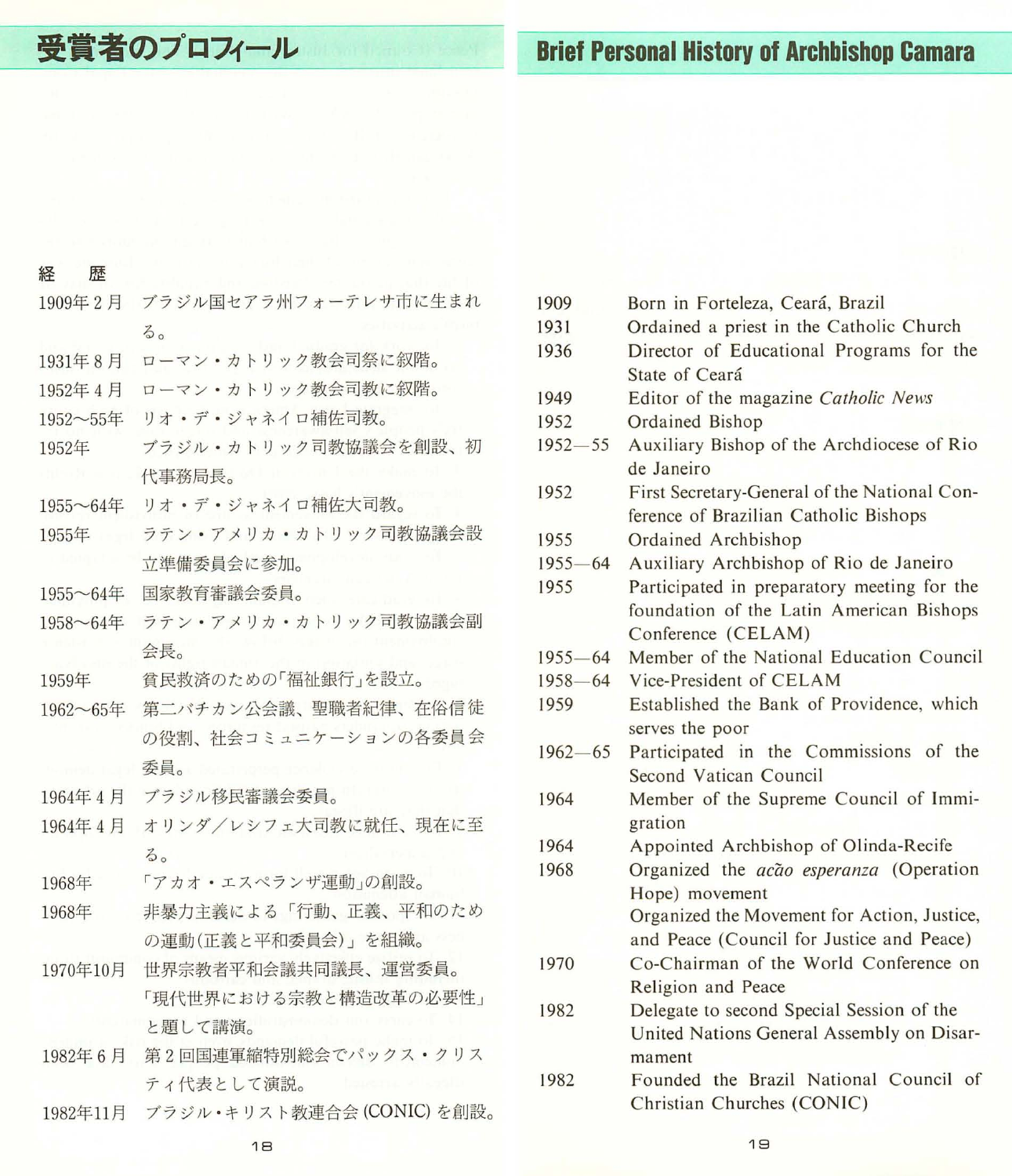# 受賞者のプロフィール

### 経　歴

| | |
|---|---|
| 1909年２月 | ブラジル国セアラ州フォーテレサ市に生まれる。 |
| 1931年８月 | ローマン・カトリック教会司祭に叙階。 |
| 1952年４月 | ローマン・カトリック教会司教に叙階。 |
| 1952～55年 | リオ・デ・ジャネイロ補佐司教。 |
| 1952年 | ブラジル・カトリック司教協議会を創設、初代事務局長。 |
| 1955～64年 | リオ・デ・ジャネイロ補佐大司教。 |
| 1955年 | ラテン・アメリカ・カトリック司教協議会設立準備委員会に参加。 |
| 1955～64年 | 国家教育審議会委員。 |
| 1958～64年 | ラテン・アメリカ・カトリック司教協議会副会長。 |
| 1959年 | 貧民救済のための「福祉銀行」を設立。 |
| 1962～65年 | 第二バチカン公会議、聖職者紀律、在俗信徒の役割、社会コミュニケーションの各委員会委員。 |
| 1964年４月 | ブラジル移民審議会委員。 |
| 1964年４月 | オリンダ／レシフェ大司教に就任、現在に至る。 |
| 1968年 | 「アカオ・エスペランザ運動」の創設。 |
| 1968年 | 非暴力主義による「行動、正義、平和のための運動(正義と平和委員会)」を組織。 |
| 1970年10月 | 世界宗教者平和会議共同議長、運営委員。「現代世界における宗教と構造改革の必要性」と題して講演。 |
| 1982年６月 | 第２回国連軍縮特別総会でパックス・クリスティ代表として演説。 |
| 1982年11月 | ブラジル・キリスト教連合会(CONIC)を創設。 |

# Brief Personal History of Archbishop Camara

| | |
|---|---|
| 1909 | Born in Forteleza, Ceará, Brazil |
| 1931 | Ordained a priest in the Catholic Church |
| 1936 | Director of Educational Programs for the State of Ceará |
| 1949 | Editor of the magazine *Catholic News* |
| 1952 | Ordained Bishop |
| 1952—55 | Auxiliary Bishop of the Archdiocese of Rio de Janeiro |
| 1952 | First Secretary-General of the National Conference of Brazilian Catholic Bishops |
| 1955 | Ordained Archbishop |
| 1955—64 | Auxiliary Archbishop of Rio de Janeiro |
| 1955 | Participated in preparatory meeting for the foundation of the Latin American Bishops Conference (CELAM) |
| 1955—64 | Member of the National Education Council |
| 1958—64 | Vice-President of CELAM |
| 1959 | Established the Bank of Providence, which serves the poor |
| 1962—65 | Participated in the Commissions of the Second Vatican Council |
| 1964 | Member of the Supreme Council of Immigration |
| 1964 | Appointed Archbishop of Olinda-Recife |
| 1968 | Organized the *acão esperanza* (Operation Hope) movement<br>Organized the Movement for Action, Justice, and Peace (Council for Justice and Peace) |
| 1970 | Co-Chairman of the World Conference on Religion and Peace |
| 1982 | Delegate to second Special Session of the United Nations General Assembly on Disarmament |
| 1982 | Founded the Brazil National Council of Christian Churches (CONIC) |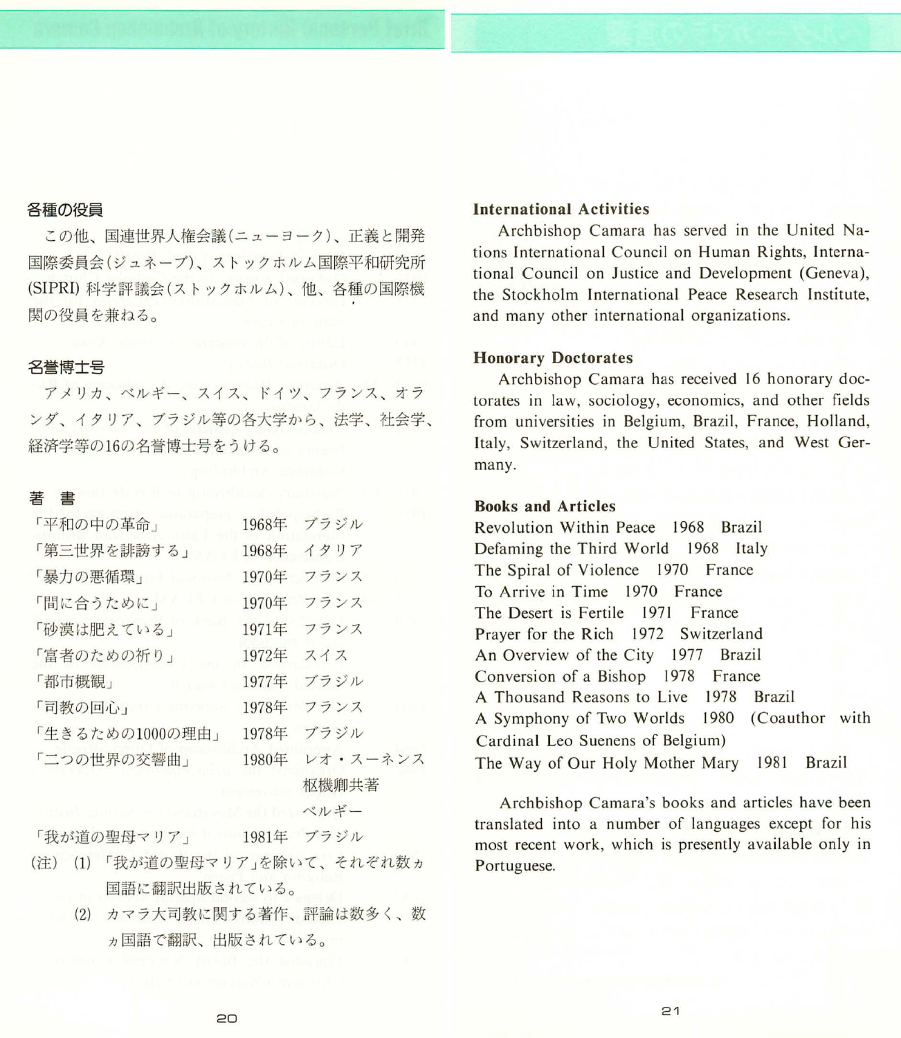## 各種の役員

この他、国連世界人権会議(ニューヨーク)、正義と開発国際委員会(ジュネーブ)、ストックホルム国際平和研究所(SIPRI) 科学評議会(ストックホルム)、他、各種の国際機関の役員を兼ねる。

## 名誉博士号

アメリカ、ベルギー、スイス、ドイツ、フランス、オランダ、イタリア、ブラジル等の各大学から、法学、社会学、経済学等の16の名誉博士号をうける。

## 著書

| | | |
|---|---|---|
| 「平和の中の革命」 | 1968年 | ブラジル |
| 「第三世界を誹謗する」 | 1968年 | イタリア |
| 「暴力の悪循環」 | 1970年 | フランス |
| 「間に合うために」 | 1970年 | フランス |
| 「砂漠は肥えている」 | 1971年 | フランス |
| 「富者のための祈り」 | 1972年 | スイス |
| 「都市概観」 | 1977年 | ブラジル |
| 「司教の回心」 | 1978年 | フランス |
| 「生きるための1000の理由」 | 1978年 | ブラジル |
| 「二つの世界の交響曲」 | 1980年 | レオ・スーネンス枢機卿共著 ベルギー |
| 「我が道の聖母マリア」 | 1981年 | ブラジル |

(注) (1) 「我が道の聖母マリア」を除いて、それぞれ数ヵ国語に翻訳出版されている。

(2) カマラ大司教に関する著作、評論は数多く、数ヵ国語で翻訳、出版されている。

## International Activities

Archbishop Camara has served in the United Nations International Council on Human Rights, International Council on Justice and Development (Geneva), the Stockholm International Peace Research Institute, and many other international organizations.

## Honorary Doctorates

Archbishop Camara has received 16 honorary doctorates in law, sociology, economics, and other fields from universities in Belgium, Brazil, France, Holland, Italy, Switzerland, the United States, and West Germany.

## Books and Articles

Revolution Within Peace 1968 Brazil
Defaming the Third World 1968 Italy
The Spiral of Violence 1970 France
To Arrive in Time 1970 France
The Desert is Fertile 1971 France
Prayer for the Rich 1972 Switzerland
An Overview of the City 1977 Brazil
Conversion of a Bishop 1978 France
A Thousand Reasons to Live 1978 Brazil
A Symphony of Two Worlds 1980 (Coauthor with Cardinal Leo Suenens of Belgium)
The Way of Our Holy Mother Mary 1981 Brazil

Archbishop Camara's books and articles have been translated into a number of languages except for his most recent work, which is presently available only in Portuguese.